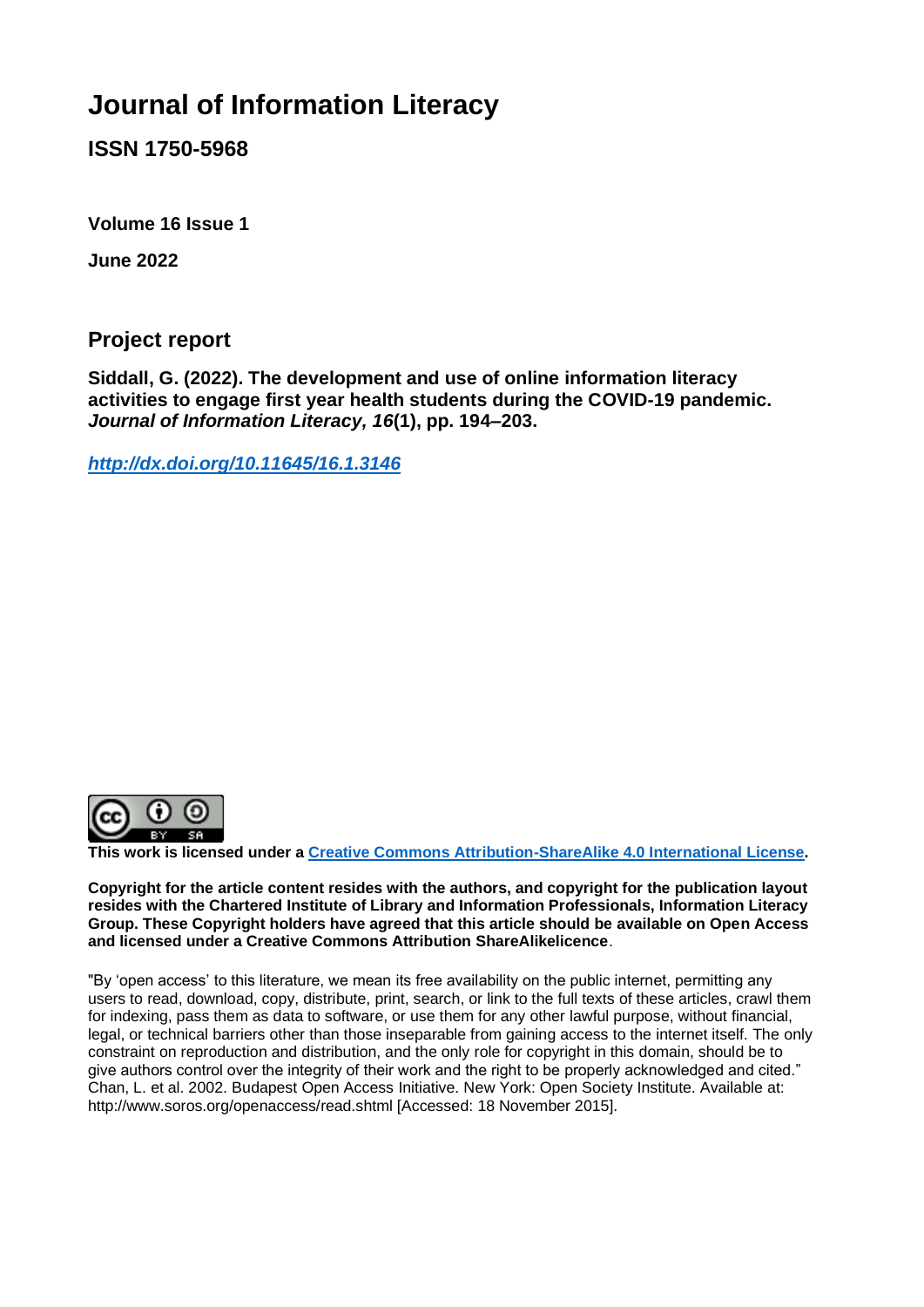# Journal of Information Literacy

**ISSN 1750-5968**

**Volume 16 Issue 1**

**June 2022**

## Project report

**Siddall, G. (2022). The development and use of online information literacy activities to engage first year health students during the COVID-19 pandemic. *Journal of Information Literacy, 16*(1), pp. 194–203.**

***http://dx.doi.org/10.11645/16.1.3146***

**This work is licensed under a [Creative Commons Attribution-ShareAlike 4.0 International License](https://creativecommons.org/licenses/by-sa/4.0/).**

**Copyright for the article content resides with the authors, and copyright for the publication layout resides with the Chartered Institute of Library and Information Professionals, Information Literacy Group. These Copyright holders have agreed that this article should be available on Open Access and licensed under a Creative Commons Attribution ShareAlikelicence**.

"By 'open access' to this literature, we mean its free availability on the public internet, permitting any users to read, download, copy, distribute, print, search, or link to the full texts of these articles, crawl them for indexing, pass them as data to software, or use them for any other lawful purpose, without financial, legal, or technical barriers other than those inseparable from gaining access to the internet itself. The only constraint on reproduction and distribution, and the only role for copyright in this domain, should be to give authors control over the integrity of their work and the right to be properly acknowledged and cited." Chan, L. et al. 2002. Budapest Open Access Initiative. New York: Open Society Institute. Available at: http://www.soros.org/openaccess/read.shtml [Accessed: 18 November 2015].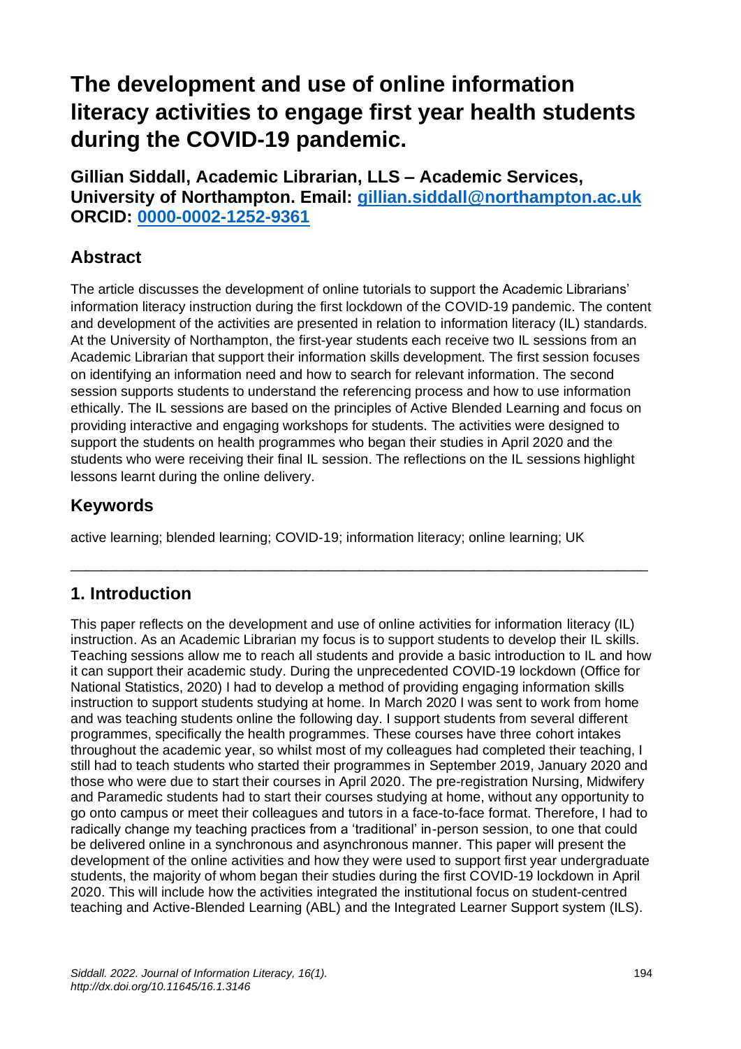# The development and use of online information literacy activities to engage first year health students during the COVID-19 pandemic.

**Gillian Siddall, Academic Librarian, LLS – Academic Services, University of Northampton. Email: [gillian.siddall@northampton.ac.uk](mailto:gillian.siddall@northampton.ac.uk) ORCID: [0000-0002-1252-9361](https://orcid.org/0000-0002-1252-9361)**

## Abstract

The article discusses the development of online tutorials to support the Academic Librarians' information literacy instruction during the first lockdown of the COVID-19 pandemic. The content and development of the activities are presented in relation to information literacy (IL) standards. At the University of Northampton, the first-year students each receive two IL sessions from an Academic Librarian that support their information skills development. The first session focuses on identifying an information need and how to search for relevant information. The second session supports students to understand the referencing process and how to use information ethically. The IL sessions are based on the principles of Active Blended Learning and focus on providing interactive and engaging workshops for students. The activities were designed to support the students on health programmes who began their studies in April 2020 and the students who were receiving their final IL session. The reflections on the IL sessions highlight lessons learnt during the online delivery.

## Keywords

active learning; blended learning; COVID-19; information literacy; online learning; UK

---

## 1. Introduction

This paper reflects on the development and use of online activities for information literacy (IL) instruction. As an Academic Librarian my focus is to support students to develop their IL skills. Teaching sessions allow me to reach all students and provide a basic introduction to IL and how it can support their academic study. During the unprecedented COVID-19 lockdown (Office for National Statistics, 2020) I had to develop a method of providing engaging information skills instruction to support students studying at home. In March 2020 I was sent to work from home and was teaching students online the following day. I support students from several different programmes, specifically the health programmes. These courses have three cohort intakes throughout the academic year, so whilst most of my colleagues had completed their teaching, I still had to teach students who started their programmes in September 2019, January 2020 and those who were due to start their courses in April 2020. The pre-registration Nursing, Midwifery and Paramedic students had to start their courses studying at home, without any opportunity to go onto campus or meet their colleagues and tutors in a face-to-face format. Therefore, I had to radically change my teaching practices from a 'traditional' in-person session, to one that could be delivered online in a synchronous and asynchronous manner. This paper will present the development of the online activities and how they were used to support first year undergraduate students, the majority of whom began their studies during the first COVID-19 lockdown in April 2020. This will include how the activities integrated the institutional focus on student-centred teaching and Active-Blended Learning (ABL) and the Integrated Learner Support system (ILS).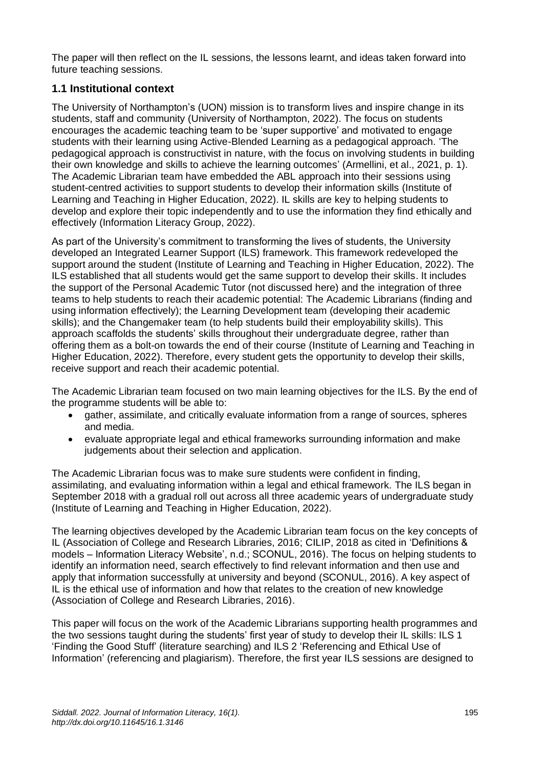The paper will then reflect on the IL sessions, the lessons learnt, and ideas taken forward into future teaching sessions.

## 1.1 Institutional context

The University of Northampton's (UON) mission is to transform lives and inspire change in its students, staff and community (University of Northampton, 2022). The focus on students encourages the academic teaching team to be 'super supportive' and motivated to engage students with their learning using Active-Blended Learning as a pedagogical approach. 'The pedagogical approach is constructivist in nature, with the focus on involving students in building their own knowledge and skills to achieve the learning outcomes' (Armellini, et al., 2021, p. 1). The Academic Librarian team have embedded the ABL approach into their sessions using student-centred activities to support students to develop their information skills (Institute of Learning and Teaching in Higher Education, 2022). IL skills are key to helping students to develop and explore their topic independently and to use the information they find ethically and effectively (Information Literacy Group, 2022).

As part of the University's commitment to transforming the lives of students, the University developed an Integrated Learner Support (ILS) framework. This framework redeveloped the support around the student (Institute of Learning and Teaching in Higher Education, 2022). The ILS established that all students would get the same support to develop their skills. It includes the support of the Personal Academic Tutor (not discussed here) and the integration of three teams to help students to reach their academic potential: The Academic Librarians (finding and using information effectively); the Learning Development team (developing their academic skills); and the Changemaker team (to help students build their employability skills). This approach scaffolds the students' skills throughout their undergraduate degree, rather than offering them as a bolt-on towards the end of their course (Institute of Learning and Teaching in Higher Education, 2022). Therefore, every student gets the opportunity to develop their skills, receive support and reach their academic potential.

The Academic Librarian team focused on two main learning objectives for the ILS. By the end of the programme students will be able to:

- gather, assimilate, and critically evaluate information from a range of sources, spheres and media.
- evaluate appropriate legal and ethical frameworks surrounding information and make judgements about their selection and application.

The Academic Librarian focus was to make sure students were confident in finding, assimilating, and evaluating information within a legal and ethical framework. The ILS began in September 2018 with a gradual roll out across all three academic years of undergraduate study (Institute of Learning and Teaching in Higher Education, 2022).

The learning objectives developed by the Academic Librarian team focus on the key concepts of IL (Association of College and Research Libraries, 2016; CILIP, 2018 as cited in 'Definitions & models – Information Literacy Website', n.d.; SCONUL, 2016). The focus on helping students to identify an information need, search effectively to find relevant information and then use and apply that information successfully at university and beyond (SCONUL, 2016). A key aspect of IL is the ethical use of information and how that relates to the creation of new knowledge (Association of College and Research Libraries, 2016).

This paper will focus on the work of the Academic Librarians supporting health programmes and the two sessions taught during the students' first year of study to develop their IL skills: ILS 1 'Finding the Good Stuff' (literature searching) and ILS 2 'Referencing and Ethical Use of Information' (referencing and plagiarism). Therefore, the first year ILS sessions are designed to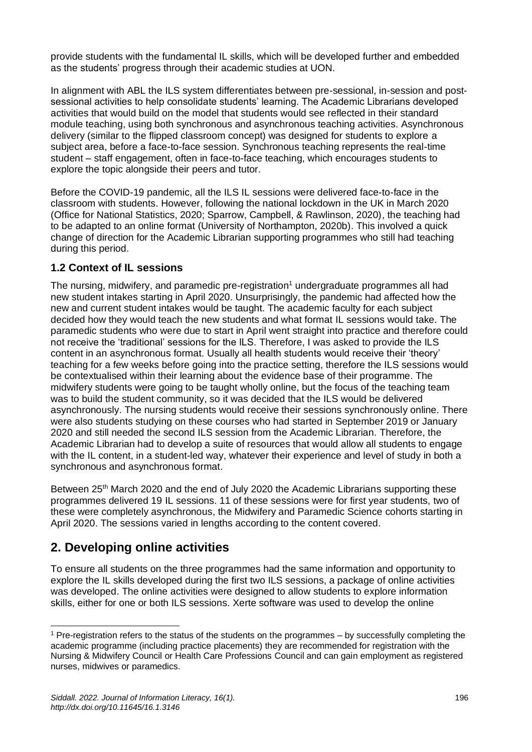provide students with the fundamental IL skills, which will be developed further and embedded as the students' progress through their academic studies at UON.

In alignment with ABL the ILS system differentiates between pre-sessional, in-session and post-sessional activities to help consolidate students' learning. The Academic Librarians developed activities that would build on the model that students would see reflected in their standard module teaching, using both synchronous and asynchronous teaching activities. Asynchronous delivery (similar to the flipped classroom concept) was designed for students to explore a subject area, before a face-to-face session. Synchronous teaching represents the real-time student – staff engagement, often in face-to-face teaching, which encourages students to explore the topic alongside their peers and tutor.

Before the COVID-19 pandemic, all the ILS IL sessions were delivered face-to-face in the classroom with students. However, following the national lockdown in the UK in March 2020 (Office for National Statistics, 2020; Sparrow, Campbell, & Rawlinson, 2020), the teaching had to be adapted to an online format (University of Northampton, 2020b). This involved a quick change of direction for the Academic Librarian supporting programmes who still had teaching during this period.

### 1.2 Context of IL sessions

The nursing, midwifery, and paramedic pre-registration[1] undergraduate programmes all had new student intakes starting in April 2020. Unsurprisingly, the pandemic had affected how the new and current student intakes would be taught. The academic faculty for each subject decided how they would teach the new students and what format IL sessions would take. The paramedic students who were due to start in April went straight into practice and therefore could not receive the 'traditional' sessions for the ILS. Therefore, I was asked to provide the ILS content in an asynchronous format. Usually all health students would receive their 'theory' teaching for a few weeks before going into the practice setting, therefore the ILS sessions would be contextualised within their learning about the evidence base of their programme. The midwifery students were going to be taught wholly online, but the focus of the teaching team was to build the student community, so it was decided that the ILS would be delivered asynchronously. The nursing students would receive their sessions synchronously online. There were also students studying on these courses who had started in September 2019 or January 2020 and still needed the second ILS session from the Academic Librarian. Therefore, the Academic Librarian had to develop a suite of resources that would allow all students to engage with the IL content, in a student-led way, whatever their experience and level of study in both a synchronous and asynchronous format.

Between 25th March 2020 and the end of July 2020 the Academic Librarians supporting these programmes delivered 19 IL sessions. 11 of these sessions were for first year students, two of these were completely asynchronous, the Midwifery and Paramedic Science cohorts starting in April 2020. The sessions varied in lengths according to the content covered.

## 2. Developing online activities

To ensure all students on the three programmes had the same information and opportunity to explore the IL skills developed during the first two ILS sessions, a package of online activities was developed. The online activities were designed to allow students to explore information skills, either for one or both ILS sessions. Xerte software was used to develop the online

[1] Pre-registration refers to the status of the students on the programmes – by successfully completing the academic programme (including practice placements) they are recommended for registration with the Nursing & Midwifery Council or Health Care Professions Council and can gain employment as registered nurses, midwives or paramedics.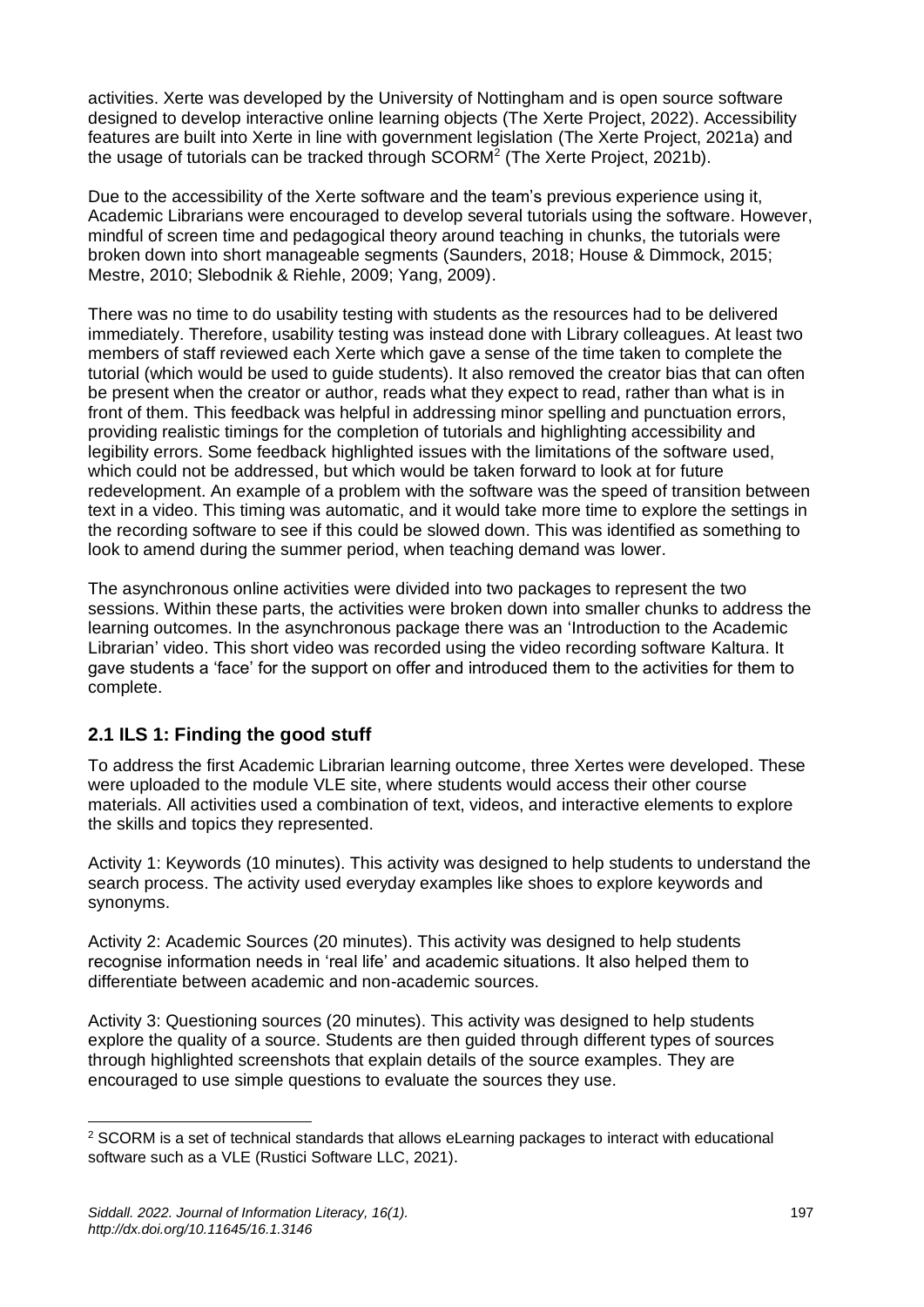activities. Xerte was developed by the University of Nottingham and is open source software designed to develop interactive online learning objects (The Xerte Project, 2022). Accessibility features are built into Xerte in line with government legislation (The Xerte Project, 2021a) and the usage of tutorials can be tracked through SCORM[2] (The Xerte Project, 2021b).

Due to the accessibility of the Xerte software and the team's previous experience using it, Academic Librarians were encouraged to develop several tutorials using the software. However, mindful of screen time and pedagogical theory around teaching in chunks, the tutorials were broken down into short manageable segments (Saunders, 2018; House & Dimmock, 2015; Mestre, 2010; Slebodnik & Riehle, 2009; Yang, 2009).

There was no time to do usability testing with students as the resources had to be delivered immediately. Therefore, usability testing was instead done with Library colleagues. At least two members of staff reviewed each Xerte which gave a sense of the time taken to complete the tutorial (which would be used to guide students). It also removed the creator bias that can often be present when the creator or author, reads what they expect to read, rather than what is in front of them. This feedback was helpful in addressing minor spelling and punctuation errors, providing realistic timings for the completion of tutorials and highlighting accessibility and legibility errors. Some feedback highlighted issues with the limitations of the software used, which could not be addressed, but which would be taken forward to look at for future redevelopment. An example of a problem with the software was the speed of transition between text in a video. This timing was automatic, and it would take more time to explore the settings in the recording software to see if this could be slowed down. This was identified as something to look to amend during the summer period, when teaching demand was lower.

The asynchronous online activities were divided into two packages to represent the two sessions. Within these parts, the activities were broken down into smaller chunks to address the learning outcomes. In the asynchronous package there was an 'Introduction to the Academic Librarian' video. This short video was recorded using the video recording software Kaltura. It gave students a 'face' for the support on offer and introduced them to the activities for them to complete.

## 2.1 ILS 1: Finding the good stuff

To address the first Academic Librarian learning outcome, three Xertes were developed. These were uploaded to the module VLE site, where students would access their other course materials. All activities used a combination of text, videos, and interactive elements to explore the skills and topics they represented.

Activity 1: Keywords (10 minutes). This activity was designed to help students to understand the search process. The activity used everyday examples like shoes to explore keywords and synonyms.

Activity 2: Academic Sources (20 minutes). This activity was designed to help students recognise information needs in 'real life' and academic situations. It also helped them to differentiate between academic and non-academic sources.

Activity 3: Questioning sources (20 minutes). This activity was designed to help students explore the quality of a source. Students are then guided through different types of sources through highlighted screenshots that explain details of the source examples. They are encouraged to use simple questions to evaluate the sources they use.

[2] SCORM is a set of technical standards that allows eLearning packages to interact with educational software such as a VLE (Rustici Software LLC, 2021).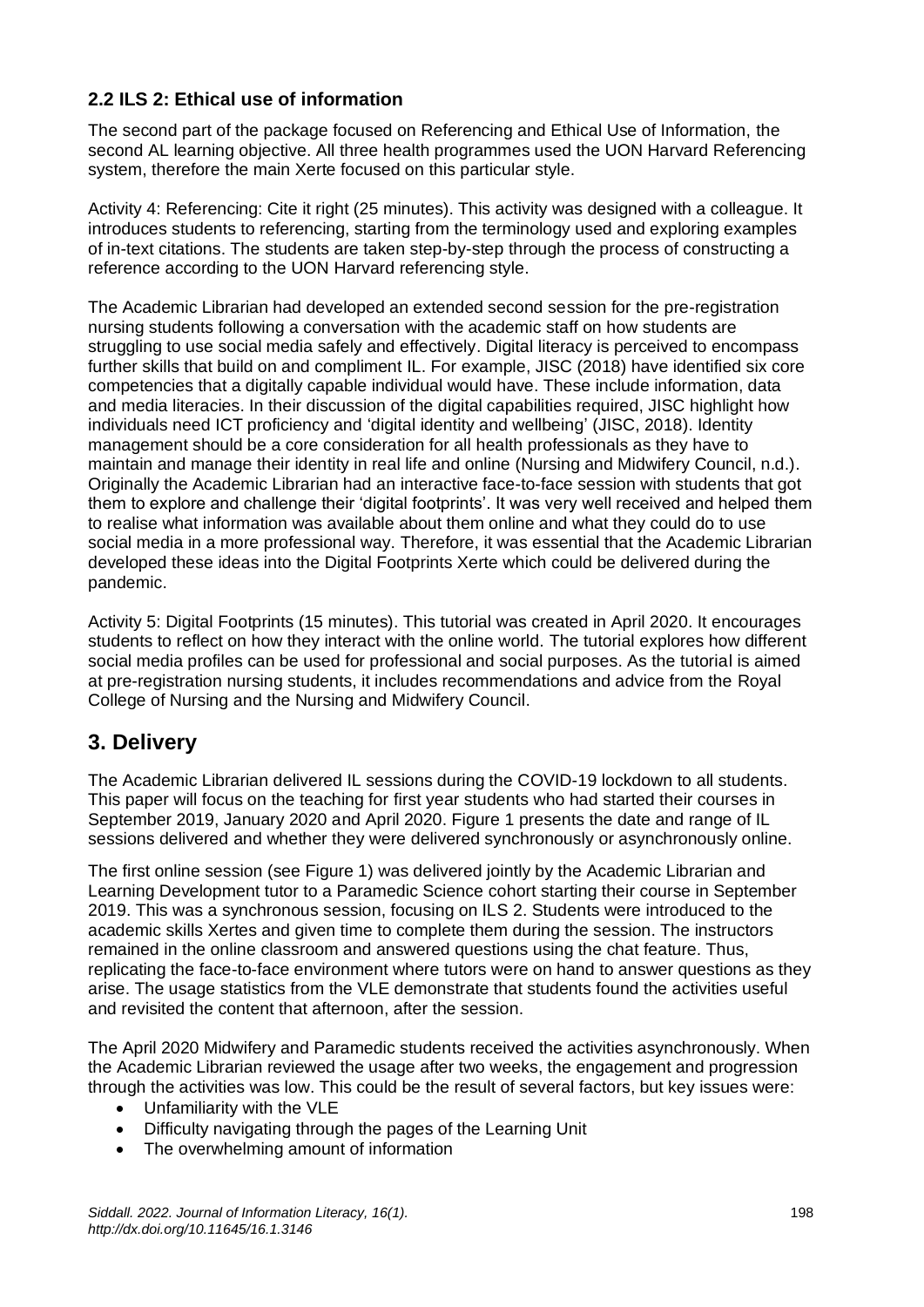### 2.2 ILS 2: Ethical use of information

The second part of the package focused on Referencing and Ethical Use of Information, the second AL learning objective. All three health programmes used the UON Harvard Referencing system, therefore the main Xerte focused on this particular style.

Activity 4: Referencing: Cite it right (25 minutes). This activity was designed with a colleague. It introduces students to referencing, starting from the terminology used and exploring examples of in-text citations. The students are taken step-by-step through the process of constructing a reference according to the UON Harvard referencing style.

The Academic Librarian had developed an extended second session for the pre-registration nursing students following a conversation with the academic staff on how students are struggling to use social media safely and effectively. Digital literacy is perceived to encompass further skills that build on and compliment IL. For example, JISC (2018) have identified six core competencies that a digitally capable individual would have. These include information, data and media literacies. In their discussion of the digital capabilities required, JISC highlight how individuals need ICT proficiency and 'digital identity and wellbeing' (JISC, 2018). Identity management should be a core consideration for all health professionals as they have to maintain and manage their identity in real life and online (Nursing and Midwifery Council, n.d.). Originally the Academic Librarian had an interactive face-to-face session with students that got them to explore and challenge their 'digital footprints'. It was very well received and helped them to realise what information was available about them online and what they could do to use social media in a more professional way. Therefore, it was essential that the Academic Librarian developed these ideas into the Digital Footprints Xerte which could be delivered during the pandemic.

Activity 5: Digital Footprints (15 minutes). This tutorial was created in April 2020. It encourages students to reflect on how they interact with the online world. The tutorial explores how different social media profiles can be used for professional and social purposes. As the tutorial is aimed at pre-registration nursing students, it includes recommendations and advice from the Royal College of Nursing and the Nursing and Midwifery Council.

## 3. Delivery

The Academic Librarian delivered IL sessions during the COVID-19 lockdown to all students. This paper will focus on the teaching for first year students who had started their courses in September 2019, January 2020 and April 2020. Figure 1 presents the date and range of IL sessions delivered and whether they were delivered synchronously or asynchronously online.

The first online session (see Figure 1) was delivered jointly by the Academic Librarian and Learning Development tutor to a Paramedic Science cohort starting their course in September 2019. This was a synchronous session, focusing on ILS 2. Students were introduced to the academic skills Xertes and given time to complete them during the session. The instructors remained in the online classroom and answered questions using the chat feature. Thus, replicating the face-to-face environment where tutors were on hand to answer questions as they arise. The usage statistics from the VLE demonstrate that students found the activities useful and revisited the content that afternoon, after the session.

The April 2020 Midwifery and Paramedic students received the activities asynchronously. When the Academic Librarian reviewed the usage after two weeks, the engagement and progression through the activities was low. This could be the result of several factors, but key issues were:

- Unfamiliarity with the VLE
- Difficulty navigating through the pages of the Learning Unit
- The overwhelming amount of information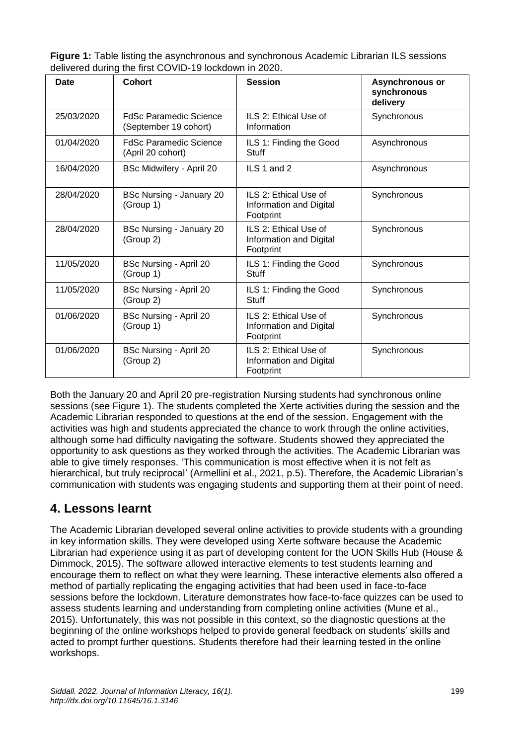**Figure 1:** Table listing the asynchronous and synchronous Academic Librarian ILS sessions delivered during the first COVID-19 lockdown in 2020.

| Date | Cohort | Session | Asynchronous or synchronous delivery |
|---|---|---|---|
| 25/03/2020 | FdSc Paramedic Science (September 19 cohort) | ILS 2: Ethical Use of Information | Synchronous |
| 01/04/2020 | FdSc Paramedic Science (April 20 cohort) | ILS 1: Finding the Good Stuff | Asynchronous |
| 16/04/2020 | BSc Midwifery - April 20 | ILS 1 and 2 | Asynchronous |
| 28/04/2020 | BSc Nursing - January 20 (Group 1) | ILS 2: Ethical Use of Information and Digital Footprint | Synchronous |
| 28/04/2020 | BSc Nursing - January 20 (Group 2) | ILS 2: Ethical Use of Information and Digital Footprint | Synchronous |
| 11/05/2020 | BSc Nursing - April 20 (Group 1) | ILS 1: Finding the Good Stuff | Synchronous |
| 11/05/2020 | BSc Nursing - April 20 (Group 2) | ILS 1: Finding the Good Stuff | Synchronous |
| 01/06/2020 | BSc Nursing - April 20 (Group 1) | ILS 2: Ethical Use of Information and Digital Footprint | Synchronous |
| 01/06/2020 | BSc Nursing - April 20 (Group 2) | ILS 2: Ethical Use of Information and Digital Footprint | Synchronous |

Both the January 20 and April 20 pre-registration Nursing students had synchronous online sessions (see Figure 1). The students completed the Xerte activities during the session and the Academic Librarian responded to questions at the end of the session. Engagement with the activities was high and students appreciated the chance to work through the online activities, although some had difficulty navigating the software. Students showed they appreciated the opportunity to ask questions as they worked through the activities. The Academic Librarian was able to give timely responses. 'This communication is most effective when it is not felt as hierarchical, but truly reciprocal' (Armellini et al., 2021, p.5). Therefore, the Academic Librarian's communication with students was engaging students and supporting them at their point of need.

## 4. Lessons learnt

The Academic Librarian developed several online activities to provide students with a grounding in key information skills. They were developed using Xerte software because the Academic Librarian had experience using it as part of developing content for the UON Skills Hub (House & Dimmock, 2015). The software allowed interactive elements to test students learning and encourage them to reflect on what they were learning. These interactive elements also offered a method of partially replicating the engaging activities that had been used in face-to-face sessions before the lockdown. Literature demonstrates how face-to-face quizzes can be used to assess students learning and understanding from completing online activities (Mune et al., 2015). Unfortunately, this was not possible in this context, so the diagnostic questions at the beginning of the online workshops helped to provide general feedback on students' skills and acted to prompt further questions. Students therefore had their learning tested in the online workshops.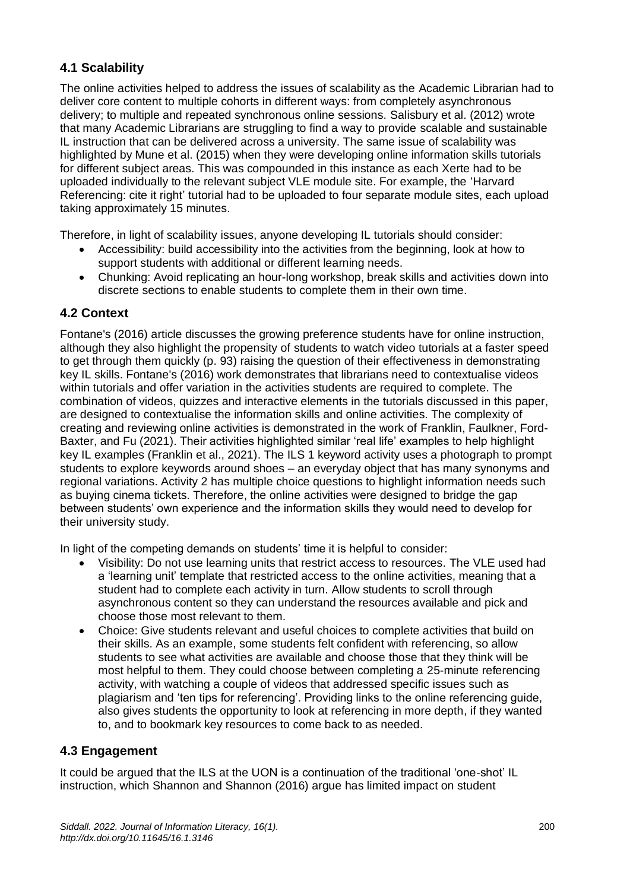## 4.1 Scalability

The online activities helped to address the issues of scalability as the Academic Librarian had to deliver core content to multiple cohorts in different ways: from completely asynchronous delivery; to multiple and repeated synchronous online sessions. Salisbury et al. (2012) wrote that many Academic Librarians are struggling to find a way to provide scalable and sustainable IL instruction that can be delivered across a university. The same issue of scalability was highlighted by Mune et al. (2015) when they were developing online information skills tutorials for different subject areas. This was compounded in this instance as each Xerte had to be uploaded individually to the relevant subject VLE module site. For example, the 'Harvard Referencing: cite it right' tutorial had to be uploaded to four separate module sites, each upload taking approximately 15 minutes.

Therefore, in light of scalability issues, anyone developing IL tutorials should consider:

- Accessibility: build accessibility into the activities from the beginning, look at how to support students with additional or different learning needs.
- Chunking: Avoid replicating an hour-long workshop, break skills and activities down into discrete sections to enable students to complete them in their own time.

## 4.2 Context

Fontane's (2016) article discusses the growing preference students have for online instruction, although they also highlight the propensity of students to watch video tutorials at a faster speed to get through them quickly (p. 93) raising the question of their effectiveness in demonstrating key IL skills. Fontane's (2016) work demonstrates that librarians need to contextualise videos within tutorials and offer variation in the activities students are required to complete. The combination of videos, quizzes and interactive elements in the tutorials discussed in this paper, are designed to contextualise the information skills and online activities. The complexity of creating and reviewing online activities is demonstrated in the work of Franklin, Faulkner, Ford-Baxter, and Fu (2021). Their activities highlighted similar 'real life' examples to help highlight key IL examples (Franklin et al., 2021). The ILS 1 keyword activity uses a photograph to prompt students to explore keywords around shoes – an everyday object that has many synonyms and regional variations. Activity 2 has multiple choice questions to highlight information needs such as buying cinema tickets. Therefore, the online activities were designed to bridge the gap between students' own experience and the information skills they would need to develop for their university study.

In light of the competing demands on students' time it is helpful to consider:

- Visibility: Do not use learning units that restrict access to resources. The VLE used had a 'learning unit' template that restricted access to the online activities, meaning that a student had to complete each activity in turn. Allow students to scroll through asynchronous content so they can understand the resources available and pick and choose those most relevant to them.
- Choice: Give students relevant and useful choices to complete activities that build on their skills. As an example, some students felt confident with referencing, so allow students to see what activities are available and choose those that they think will be most helpful to them. They could choose between completing a 25-minute referencing activity, with watching a couple of videos that addressed specific issues such as plagiarism and 'ten tips for referencing'. Providing links to the online referencing guide, also gives students the opportunity to look at referencing in more depth, if they wanted to, and to bookmark key resources to come back to as needed.

## 4.3 Engagement

It could be argued that the ILS at the UON is a continuation of the traditional 'one-shot' IL instruction, which Shannon and Shannon (2016) argue has limited impact on student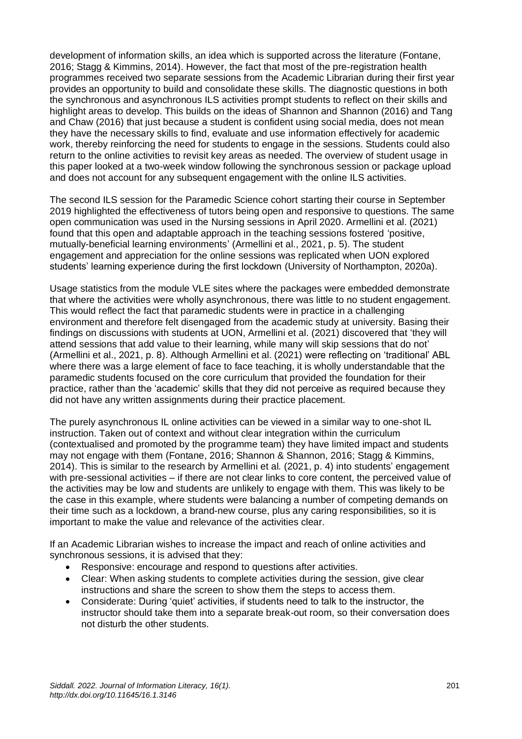development of information skills, an idea which is supported across the literature (Fontane, 2016; Stagg & Kimmins, 2014). However, the fact that most of the pre-registration health programmes received two separate sessions from the Academic Librarian during their first year provides an opportunity to build and consolidate these skills. The diagnostic questions in both the synchronous and asynchronous ILS activities prompt students to reflect on their skills and highlight areas to develop. This builds on the ideas of Shannon and Shannon (2016) and Tang and Chaw (2016) that just because a student is confident using social media, does not mean they have the necessary skills to find, evaluate and use information effectively for academic work, thereby reinforcing the need for students to engage in the sessions. Students could also return to the online activities to revisit key areas as needed. The overview of student usage in this paper looked at a two-week window following the synchronous session or package upload and does not account for any subsequent engagement with the online ILS activities.

The second ILS session for the Paramedic Science cohort starting their course in September 2019 highlighted the effectiveness of tutors being open and responsive to questions. The same open communication was used in the Nursing sessions in April 2020. Armellini et al. (2021) found that this open and adaptable approach in the teaching sessions fostered 'positive, mutually-beneficial learning environments' (Armellini et al., 2021, p. 5). The student engagement and appreciation for the online sessions was replicated when UON explored students' learning experience during the first lockdown (University of Northampton, 2020a).

Usage statistics from the module VLE sites where the packages were embedded demonstrate that where the activities were wholly asynchronous, there was little to no student engagement. This would reflect the fact that paramedic students were in practice in a challenging environment and therefore felt disengaged from the academic study at university. Basing their findings on discussions with students at UON, Armellini et al. (2021) discovered that 'they will attend sessions that add value to their learning, while many will skip sessions that do not' (Armellini et al., 2021, p. 8). Although Armellini et al. (2021) were reflecting on 'traditional' ABL where there was a large element of face to face teaching, it is wholly understandable that the paramedic students focused on the core curriculum that provided the foundation for their practice, rather than the 'academic' skills that they did not perceive as required because they did not have any written assignments during their practice placement.

The purely asynchronous IL online activities can be viewed in a similar way to one-shot IL instruction. Taken out of context and without clear integration within the curriculum (contextualised and promoted by the programme team) they have limited impact and students may not engage with them (Fontane, 2016; Shannon & Shannon, 2016; Stagg & Kimmins, 2014). This is similar to the research by Armellini et al. (2021, p. 4) into students' engagement with pre-sessional activities – if there are not clear links to core content, the perceived value of the activities may be low and students are unlikely to engage with them. This was likely to be the case in this example, where students were balancing a number of competing demands on their time such as a lockdown, a brand-new course, plus any caring responsibilities, so it is important to make the value and relevance of the activities clear.

If an Academic Librarian wishes to increase the impact and reach of online activities and synchronous sessions, it is advised that they:

- Responsive: encourage and respond to questions after activities.
- Clear: When asking students to complete activities during the session, give clear instructions and share the screen to show them the steps to access them.
- Considerate: During 'quiet' activities, if students need to talk to the instructor, the instructor should take them into a separate break-out room, so their conversation does not disturb the other students.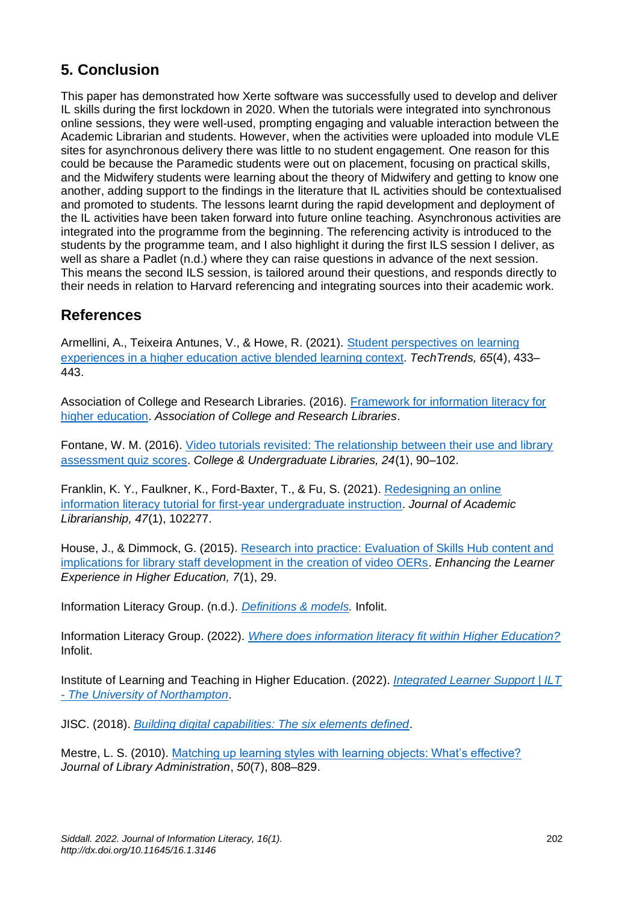## 5. Conclusion

This paper has demonstrated how Xerte software was successfully used to develop and deliver IL skills during the first lockdown in 2020. When the tutorials were integrated into synchronous online sessions, they were well-used, prompting engaging and valuable interaction between the Academic Librarian and students. However, when the activities were uploaded into module VLE sites for asynchronous delivery there was little to no student engagement. One reason for this could be because the Paramedic students were out on placement, focusing on practical skills, and the Midwifery students were learning about the theory of Midwifery and getting to know one another, adding support to the findings in the literature that IL activities should be contextualised and promoted to students. The lessons learnt during the rapid development and deployment of the IL activities have been taken forward into future online teaching. Asynchronous activities are integrated into the programme from the beginning. The referencing activity is introduced to the students by the programme team, and I also highlight it during the first ILS session I deliver, as well as share a Padlet (n.d.) where they can raise questions in advance of the next session. This means the second ILS session, is tailored around their questions, and responds directly to their needs in relation to Harvard referencing and integrating sources into their academic work.

## References

Armellini, A., Teixeira Antunes, V., & Howe, R. (2021). Student perspectives on learning experiences in a higher education active blended learning context. *TechTrends, 65*(4), 433–443.

Association of College and Research Libraries. (2016). Framework for information literacy for higher education. *Association of College and Research Libraries*.

Fontane, W. M. (2016). Video tutorials revisited: The relationship between their use and library assessment quiz scores. *College & Undergraduate Libraries, 24*(1), 90–102.

Franklin, K. Y., Faulkner, K., Ford-Baxter, T., & Fu, S. (2021). Redesigning an online information literacy tutorial for first-year undergraduate instruction. *Journal of Academic Librarianship, 47*(1), 102277.

House, J., & Dimmock, G. (2015). Research into practice: Evaluation of Skills Hub content and implications for library staff development in the creation of video OERs. *Enhancing the Learner Experience in Higher Education, 7*(1), 29.

Information Literacy Group. (n.d.). *Definitions & models.* Infolit.

Information Literacy Group. (2022). *Where does information literacy fit within Higher Education?* Infolit.

Institute of Learning and Teaching in Higher Education. (2022). *Integrated Learner Support | ILT - The University of Northampton*.

JISC. (2018). *Building digital capabilities: The six elements defined*.

Mestre, L. S. (2010). Matching up learning styles with learning objects: What's effective? *Journal of Library Administration*, *50*(7), 808–829.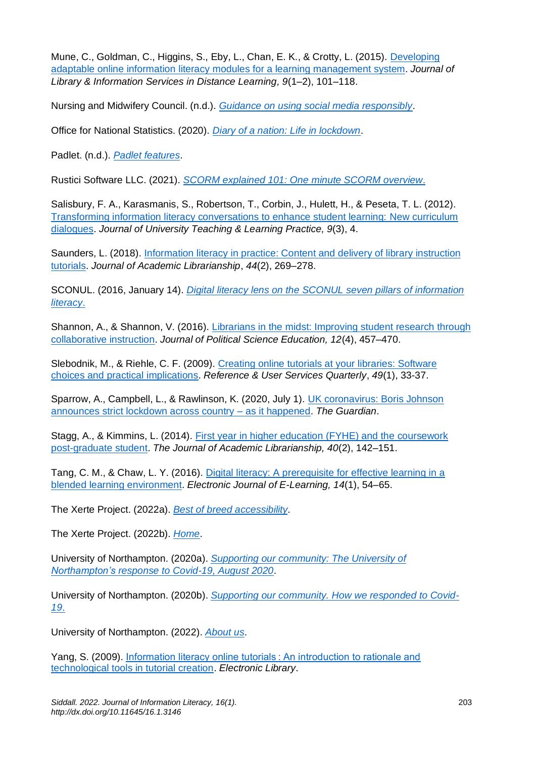Mune, C., Goldman, C., Higgins, S., Eby, L., Chan, E. K., & Crotty, L. (2015). Developing adaptable online information literacy modules for a learning management system. *Journal of Library & Information Services in Distance Learning, 9*(1–2), 101–118.

Nursing and Midwifery Council. (n.d.). *Guidance on using social media responsibly*.

Office for National Statistics. (2020). *Diary of a nation: Life in lockdown*.

Padlet. (n.d.). *Padlet features*.

Rustici Software LLC. (2021). *SCORM explained 101: One minute SCORM overview*.

Salisbury, F. A., Karasmanis, S., Robertson, T., Corbin, J., Hulett, H., & Peseta, T. L. (2012). Transforming information literacy conversations to enhance student learning: New curriculum dialogues. *Journal of University Teaching & Learning Practice, 9*(3), 4.

Saunders, L. (2018). Information literacy in practice: Content and delivery of library instruction tutorials. *Journal of Academic Librarianship*, *44*(2), 269–278.

SCONUL. (2016, January 14). *Digital literacy lens on the SCONUL seven pillars of information literacy*.

Shannon, A., & Shannon, V. (2016). Librarians in the midst: Improving student research through collaborative instruction. *Journal of Political Science Education, 12*(4), 457–470.

Slebodnik, M., & Riehle, C. F. (2009). Creating online tutorials at your libraries: Software choices and practical implications. *Reference & User Services Quarterly*, *49*(1), 33-37.

Sparrow, A., Campbell, L., & Rawlinson, K. (2020, July 1). UK coronavirus: Boris Johnson announces strict lockdown across country – as it happened. *The Guardian*.

Stagg, A., & Kimmins, L. (2014). First year in higher education (FYHE) and the coursework post-graduate student. *The Journal of Academic Librarianship, 40*(2), 142–151.

Tang, C. M., & Chaw, L. Y. (2016). Digital literacy: A prerequisite for effective learning in a blended learning environment. *Electronic Journal of E-Learning, 14*(1), 54–65.

The Xerte Project. (2022a). *Best of breed accessibility*.

The Xerte Project. (2022b). *Home*.

University of Northampton. (2020a). *Supporting our community: The University of Northampton's response to Covid-19, August 2020*.

University of Northampton. (2020b). *Supporting our community. How we responded to Covid-19*.

University of Northampton. (2022). *About us*.

Yang, S. (2009). Information literacy online tutorials : An introduction to rationale and technological tools in tutorial creation. *Electronic Library*.